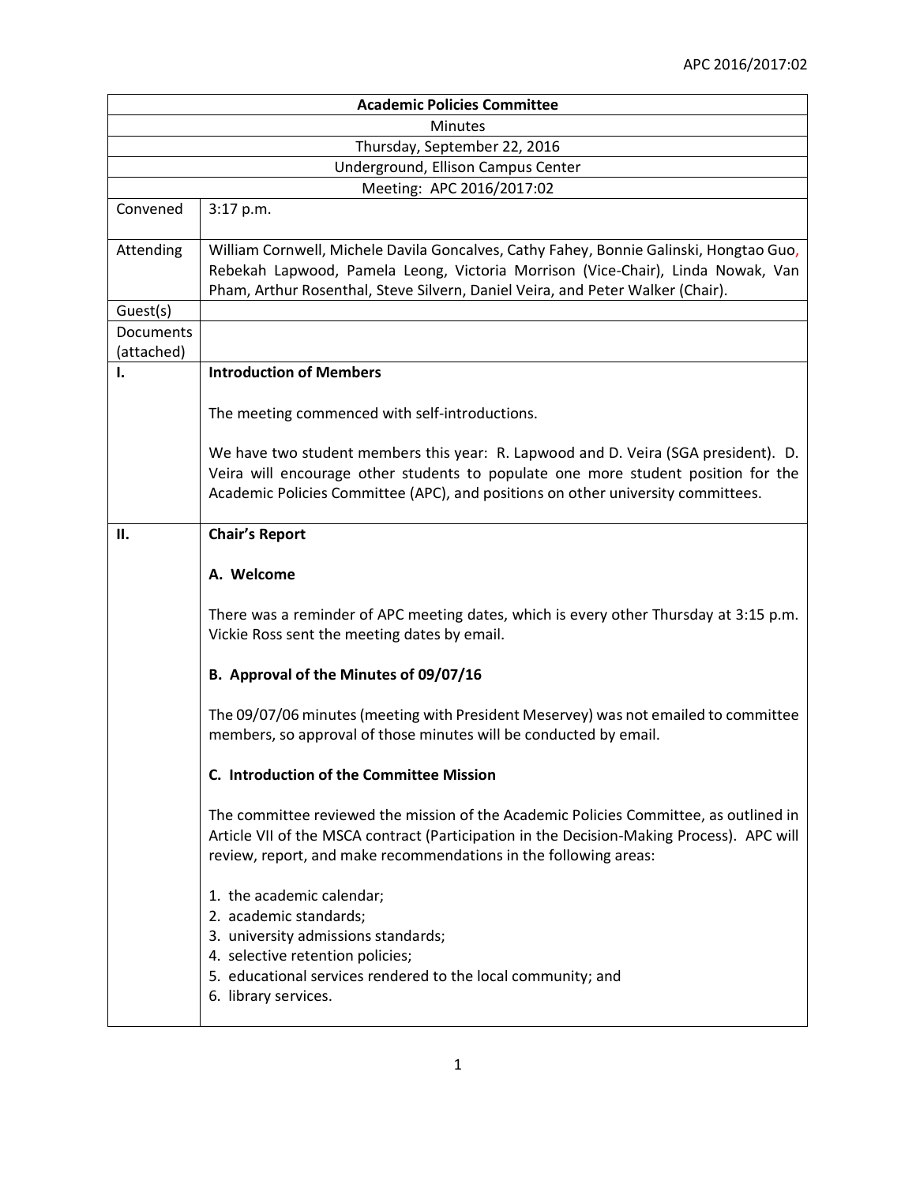| Academic Policies Committee | |
|---|---|
| Minutes | |
| Thursday, September 22, 2016 | |
| Underground, Ellison Campus Center | |
| Meeting: APC 2016/2017:02 | |
| Convened | 3:17 p.m. |
| Attending | William Cornwell, Michele Davila Goncalves, Cathy Fahey, Bonnie Galinski, Hongtao Guo, Rebekah Lapwood, Pamela Leong, Victoria Morrison (Vice-Chair), Linda Nowak, Van Pham, Arthur Rosenthal, Steve Silvern, Daniel Veira, and Peter Walker (Chair). |
| Guest(s) | |
| Documents (attached) | |

## I. Introduction of Members

The meeting commenced with self-introductions.

We have two student members this year: R. Lapwood and D. Veira (SGA president). D. Veira will encourage other students to populate one more student position for the Academic Policies Committee (APC), and positions on other university committees.

## II. Chair's Report

### A. Welcome

There was a reminder of APC meeting dates, which is every other Thursday at 3:15 p.m. Vickie Ross sent the meeting dates by email.

### B. Approval of the Minutes of 09/07/16

The 09/07/06 minutes (meeting with President Meservey) was not emailed to committee members, so approval of those minutes will be conducted by email.

### C. Introduction of the Committee Mission

The committee reviewed the mission of the Academic Policies Committee, as outlined in Article VII of the MSCA contract (Participation in the Decision-Making Process). APC will review, report, and make recommendations in the following areas:

1. the academic calendar;
2. academic standards;
3. university admissions standards;
4. selective retention policies;
5. educational services rendered to the local community; and
6. library services.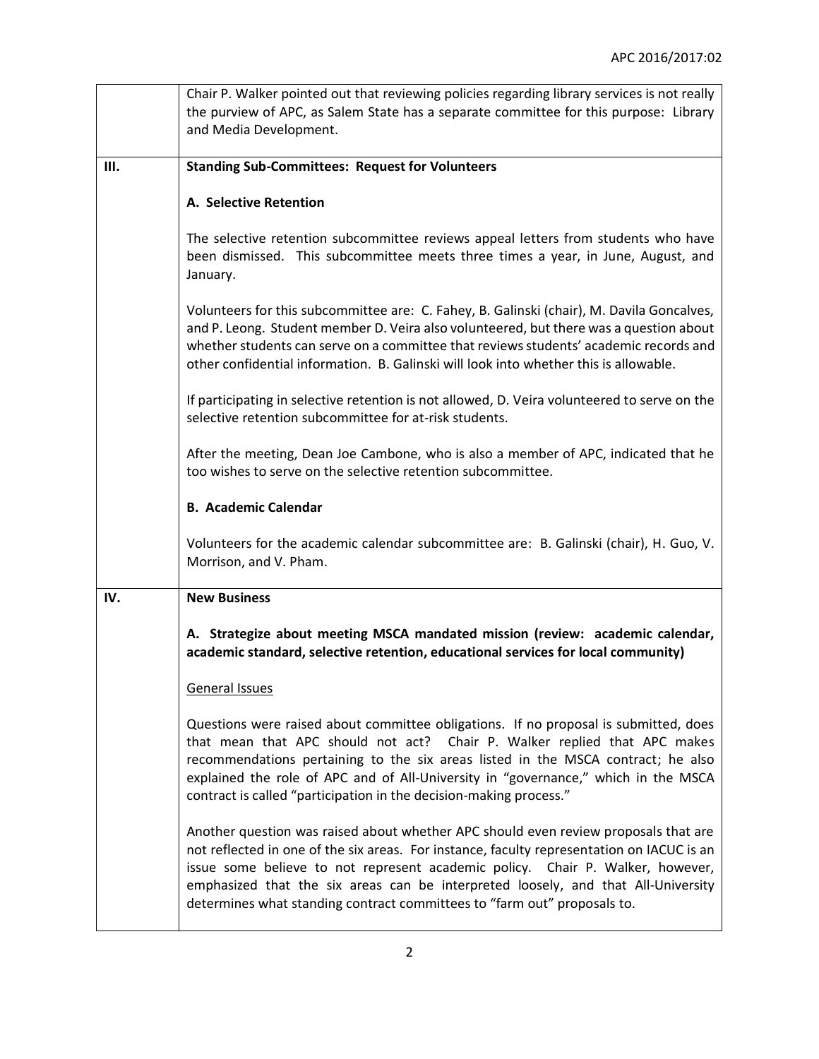| | |
|---|---|
| | Chair P. Walker pointed out that reviewing policies regarding library services is not really the purview of APC, as Salem State has a separate committee for this purpose: Library and Media Development. |
| **III.** | **Standing Sub-Committees: Request for Volunteers**<br><br>**A. Selective Retention**<br><br>The selective retention subcommittee reviews appeal letters from students who have been dismissed. This subcommittee meets three times a year, in June, August, and January.<br><br>Volunteers for this subcommittee are: C. Fahey, B. Galinski (chair), M. Davila Goncalves, and P. Leong. Student member D. Veira also volunteered, but there was a question about whether students can serve on a committee that reviews students' academic records and other confidential information. B. Galinski will look into whether this is allowable.<br><br>If participating in selective retention is not allowed, D. Veira volunteered to serve on the selective retention subcommittee for at-risk students.<br><br>After the meeting, Dean Joe Cambone, who is also a member of APC, indicated that he too wishes to serve on the selective retention subcommittee.<br><br>**B. Academic Calendar**<br><br>Volunteers for the academic calendar subcommittee are: B. Galinski (chair), H. Guo, V. Morrison, and V. Pham. |
| **IV.** | **New Business**<br><br>**A. Strategize about meeting MSCA mandated mission (review: academic calendar, academic standard, selective retention, educational services for local community)**<br><br><u>General Issues</u><br><br>Questions were raised about committee obligations. If no proposal is submitted, does that mean that APC should not act? Chair P. Walker replied that APC makes recommendations pertaining to the six areas listed in the MSCA contract; he also explained the role of APC and of All-University in "governance," which in the MSCA contract is called "participation in the decision-making process."<br><br>Another question was raised about whether APC should even review proposals that are not reflected in one of the six areas. For instance, faculty representation on IACUC is an issue some believe to not represent academic policy. Chair P. Walker, however, emphasized that the six areas can be interpreted loosely, and that All-University determines what standing contract committees to "farm out" proposals to. |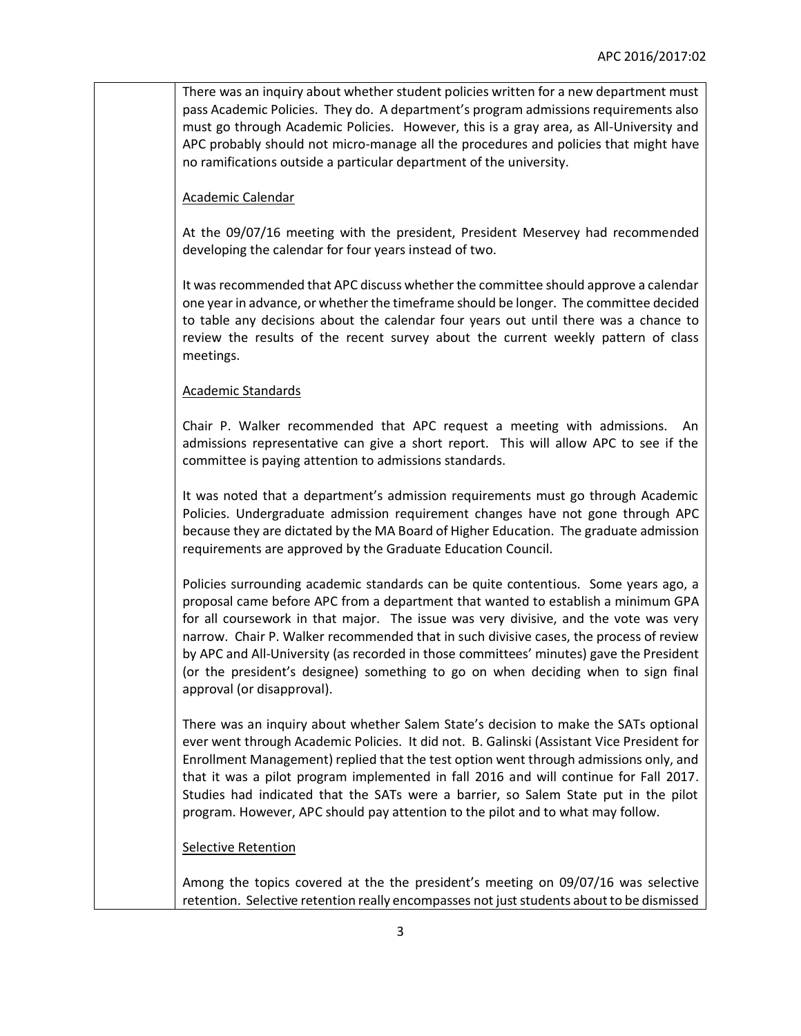There was an inquiry about whether student policies written for a new department must pass Academic Policies. They do. A department's program admissions requirements also must go through Academic Policies. However, this is a gray area, as All-University and APC probably should not micro-manage all the procedures and policies that might have no ramifications outside a particular department of the university.

### Academic Calendar

At the 09/07/16 meeting with the president, President Meservey had recommended developing the calendar for four years instead of two.

It was recommended that APC discuss whether the committee should approve a calendar one year in advance, or whether the timeframe should be longer. The committee decided to table any decisions about the calendar four years out until there was a chance to review the results of the recent survey about the current weekly pattern of class meetings.

### Academic Standards

Chair P. Walker recommended that APC request a meeting with admissions. An admissions representative can give a short report. This will allow APC to see if the committee is paying attention to admissions standards.

It was noted that a department's admission requirements must go through Academic Policies. Undergraduate admission requirement changes have not gone through APC because they are dictated by the MA Board of Higher Education. The graduate admission requirements are approved by the Graduate Education Council.

Policies surrounding academic standards can be quite contentious. Some years ago, a proposal came before APC from a department that wanted to establish a minimum GPA for all coursework in that major. The issue was very divisive, and the vote was very narrow. Chair P. Walker recommended that in such divisive cases, the process of review by APC and All-University (as recorded in those committees' minutes) gave the President (or the president's designee) something to go on when deciding when to sign final approval (or disapproval).

There was an inquiry about whether Salem State's decision to make the SATs optional ever went through Academic Policies. It did not. B. Galinski (Assistant Vice President for Enrollment Management) replied that the test option went through admissions only, and that it was a pilot program implemented in fall 2016 and will continue for Fall 2017. Studies had indicated that the SATs were a barrier, so Salem State put in the pilot program. However, APC should pay attention to the pilot and to what may follow.

### Selective Retention

Among the topics covered at the the president's meeting on 09/07/16 was selective retention. Selective retention really encompasses not just students about to be dismissed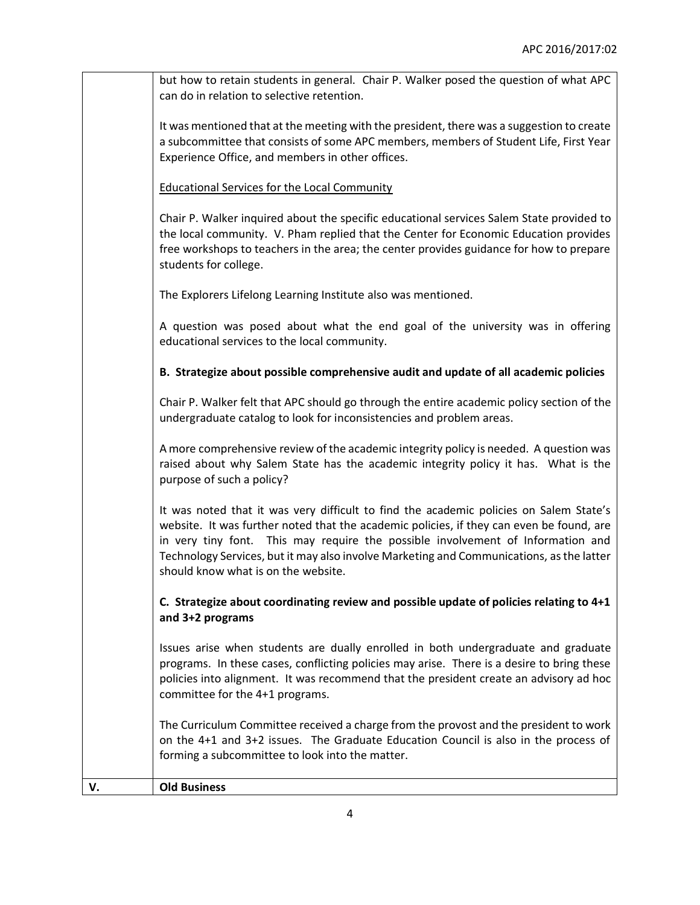| | |
|---|---|
| | but how to retain students in general. Chair P. Walker posed the question of what APC can do in relation to selective retention.<br><br>It was mentioned that at the meeting with the president, there was a suggestion to create a subcommittee that consists of some APC members, members of Student Life, First Year Experience Office, and members in other offices.<br><br><u>Educational Services for the Local Community</u><br><br>Chair P. Walker inquired about the specific educational services Salem State provided to the local community. V. Pham replied that the Center for Economic Education provides free workshops to teachers in the area; the center provides guidance for how to prepare students for college.<br><br>The Explorers Lifelong Learning Institute also was mentioned.<br><br>A question was posed about what the end goal of the university was in offering educational services to the local community.<br><br>**B. Strategize about possible comprehensive audit and update of all academic policies**<br><br>Chair P. Walker felt that APC should go through the entire academic policy section of the undergraduate catalog to look for inconsistencies and problem areas.<br><br>A more comprehensive review of the academic integrity policy is needed. A question was raised about why Salem State has the academic integrity policy it has. What is the purpose of such a policy?<br><br>It was noted that it was very difficult to find the academic policies on Salem State's website. It was further noted that the academic policies, if they can even be found, are in very tiny font. This may require the possible involvement of Information and Technology Services, but it may also involve Marketing and Communications, as the latter should know what is on the website.<br><br>**C. Strategize about coordinating review and possible update of policies relating to 4+1 and 3+2 programs**<br><br>Issues arise when students are dually enrolled in both undergraduate and graduate programs. In these cases, conflicting policies may arise. There is a desire to bring these policies into alignment. It was recommend that the president create an advisory ad hoc committee for the 4+1 programs.<br><br>The Curriculum Committee received a charge from the provost and the president to work on the 4+1 and 3+2 issues. The Graduate Education Council is also in the process of forming a subcommittee to look into the matter. |
| **V.** | **Old Business** |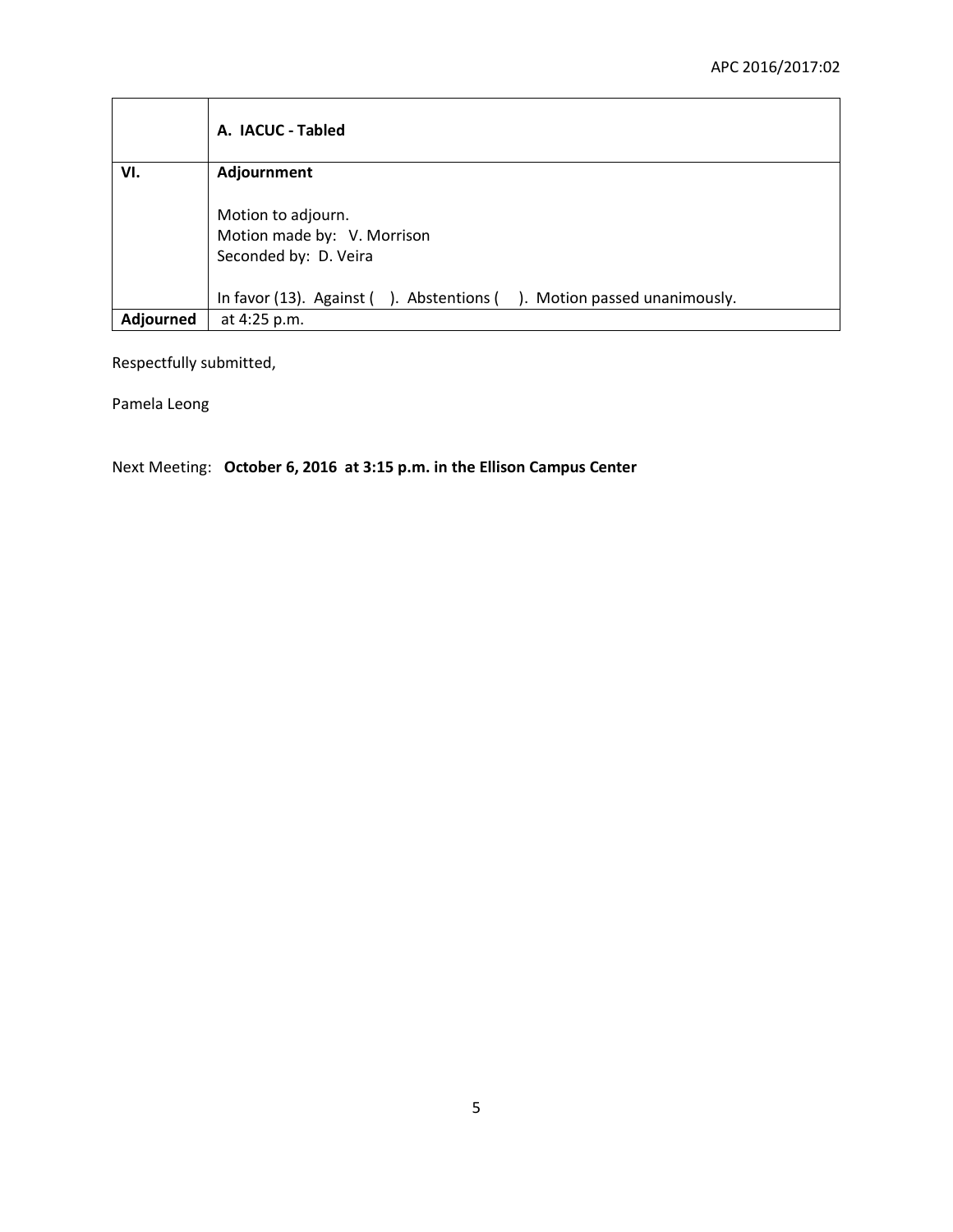| | |
|---|---|
| | **A. IACUC - Tabled** |
| **VI.** | **Adjournment**<br><br>Motion to adjourn.<br>Motion made by: V. Morrison<br>Seconded by: D. Veira<br><br>In favor (13). Against ( ). Abstentions ( ). Motion passed unanimously. |
| **Adjourned** | at 4:25 p.m. |

Respectfully submitted,

Pamela Leong

Next Meeting: **October 6, 2016 at 3:15 p.m. in the Ellison Campus Center**